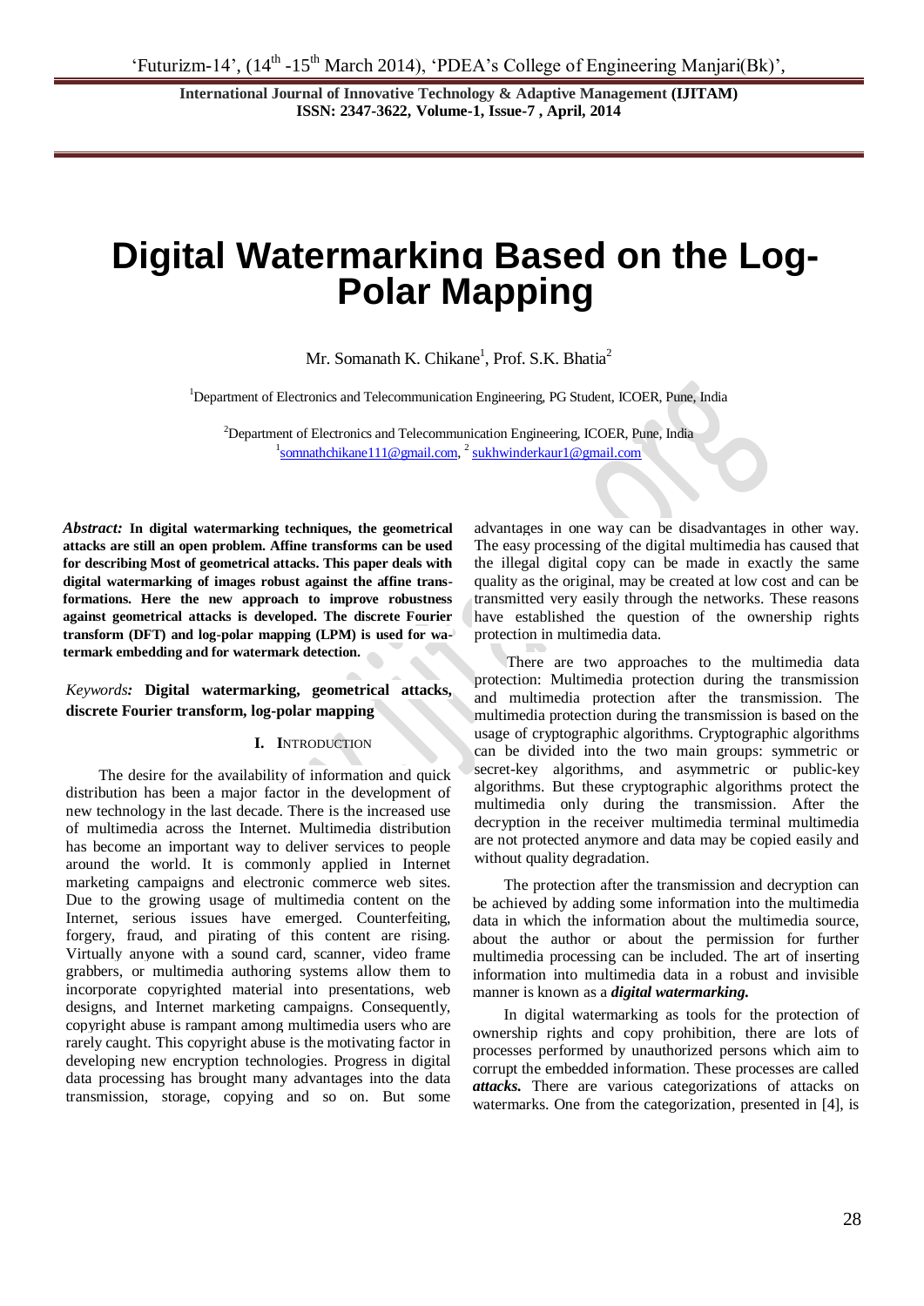# Digital Watermarking Based on the Log-Polar Mapping

Mr. Somanath K. Chikane[1], Prof. S.K. Bhatia[2]

[1]Department of Electronics and Telecommunication Engineering, PG Student, ICOER, Pune, India

[2]Department of Electronics and Telecommunication Engineering, ICOER, Pune, India
[1]somnathchikane111@gmail.com, [2] sukhwinderkaur1@gmail.com

*Abstract:* **In digital watermarking techniques, the geometrical attacks are still an open problem. Affine transforms can be used for describing Most of geometrical attacks. This paper deals with digital watermarking of images robust against the affine transformations. Here the new approach to improve robustness against geometrical attacks is developed. The discrete Fourier transform (DFT) and log-polar mapping (LPM) is used for watermark embedding and for watermark detection.**

*Keywords:* **Digital watermarking, geometrical attacks, discrete Fourier transform, log-polar mapping**

## I. INTRODUCTION

The desire for the availability of information and quick distribution has been a major factor in the development of new technology in the last decade. There is the increased use of multimedia across the Internet. Multimedia distribution has become an important way to deliver services to people around the world. It is commonly applied in Internet marketing campaigns and electronic commerce web sites. Due to the growing usage of multimedia content on the Internet, serious issues have emerged. Counterfeiting, forgery, fraud, and pirating of this content are rising. Virtually anyone with a sound card, scanner, video frame grabbers, or multimedia authoring systems allow them to incorporate copyrighted material into presentations, web designs, and Internet marketing campaigns. Consequently, copyright abuse is rampant among multimedia users who are rarely caught. This copyright abuse is the motivating factor in developing new encryption technologies. Progress in digital data processing has brought many advantages into the data transmission, storage, copying and so on. But some advantages in one way can be disadvantages in other way. The easy processing of the digital multimedia has caused that the illegal digital copy can be made in exactly the same quality as the original, may be created at low cost and can be transmitted very easily through the networks. These reasons have established the question of the ownership rights protection in multimedia data.

There are two approaches to the multimedia data protection: Multimedia protection during the transmission and multimedia protection after the transmission. The multimedia protection during the transmission is based on the usage of cryptographic algorithms. Cryptographic algorithms can be divided into the two main groups: symmetric or secret-key algorithms, and asymmetric or public-key algorithms. But these cryptographic algorithms protect the multimedia only during the transmission. After the decryption in the receiver multimedia terminal multimedia are not protected anymore and data may be copied easily and without quality degradation.

The protection after the transmission and decryption can be achieved by adding some information into the multimedia data in which the information about the multimedia source, about the author or about the permission for further multimedia processing can be included. The art of inserting information into multimedia data in a robust and invisible manner is known as a ***digital watermarking.***

In digital watermarking as tools for the protection of ownership rights and copy prohibition, there are lots of processes performed by unauthorized persons which aim to corrupt the embedded information. These processes are called ***attacks.*** There are various categorizations of attacks on watermarks. One from the categorization, presented in [4], is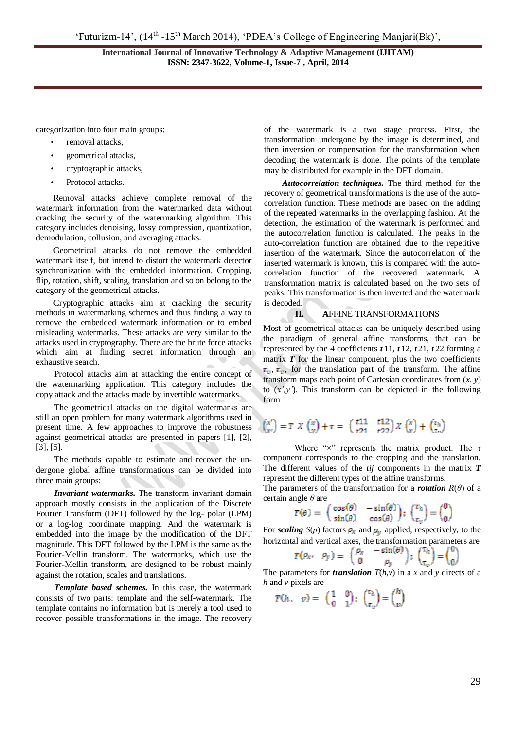categorization into four main groups:

- removal attacks,
- geometrical attacks,
- cryptographic attacks,
- Protocol attacks.

Removal attacks achieve complete removal of the watermark information from the watermarked data without cracking the security of the watermarking algorithm. This category includes denoising, lossy compression, quantization, demodulation, collusion, and averaging attacks.

Geometrical attacks do not remove the embedded watermark itself, but intend to distort the watermark detector synchronization with the embedded information. Cropping, flip, rotation, shift, scaling, translation and so on belong to the category of the geometrical attacks.

Cryptographic attacks aim at cracking the security methods in watermarking schemes and thus finding a way to remove the embedded watermark information or to embed misleading watermarks. These attacks are very similar to the attacks used in cryptography. There are the brute force attacks which aim at finding secret information through an exhaustive search.

Protocol attacks aim at attacking the entire concept of the watermarking application. This category includes the copy attack and the attacks made by invertible watermarks.

The geometrical attacks on the digital watermarks are still an open problem for many watermark algorithms used in present time. A few approaches to improve the robustness against geometrical attacks are presented in papers [1], [2], [3], [5].

The methods capable to estimate and recover the undergone global affine transformations can be divided into three main groups:

***Invariant watermarks.*** The transform invariant domain approach mostly consists in the application of the Discrete Fourier Transform (DFT) followed by the log- polar (LPM) or a log-log coordinate mapping. And the watermark is embedded into the image by the modification of the DFT magnitude. This DFT followed by the LPM is the same as the Fourier-Mellin transform. The watermarks, which use the Fourier-Mellin transform, are designed to be robust mainly against the rotation, scales and translations.

***Template based schemes.*** In this case, the watermark consists of two parts: template and the self-watermark. The template contains no information but is merely a tool used to recover possible transformations in the image. The recovery of the watermark is a two stage process. First, the transformation undergone by the image is determined, and then inversion or compensation for the transformation when decoding the watermark is done. The points of the template may be distributed for example in the DFT domain.

***Autocorrelation techniques.*** The third method for the recovery of geometrical transformations is the use of the auto-correlation function. These methods are based on the adding of the repeated watermarks in the overlapping fashion. At the detection, the estimation of the watermark is performed and the autocorrelation function is calculated. The peaks in the auto-correlation function are obtained due to the repetitive insertion of the watermark. Since the autocorrelation of the inserted watermark is known, this is compared with the auto-correlation function of the recovered watermark. A transformation matrix is calculated based on the two sets of peaks. This transformation is then inverted and the watermark is decoded.

## II. AFFINE TRANSFORMATIONS

Most of geometrical attacks can be uniquely described using the paradigm of general affine transforms, that can be represented by the 4 coefficients ***t***11, ***t***12, ***t***21, ***t***22 forming a matrix ***T*** for the linear component, plus the two coefficients $\tau_v$, $\tau_v$, for the translation part of the transform. The affine transform maps each point of Cartesian coordinates from $(x, y)$ to $(x', y')$. This transform can be depicted in the following form

$$\begin{pmatrix} x' \\ y' \end{pmatrix} = T \times \begin{pmatrix} x \\ y \end{pmatrix} + \tau = \begin{pmatrix} t11 & t12 \\ t21 & t22 \end{pmatrix} \times \begin{pmatrix} x \\ y \end{pmatrix} + \begin{pmatrix} \tau_h \\ \tau_v \end{pmatrix}$$

Where "×" represents the matrix product. The τ component corresponds to the cropping and the translation. The different values of the *tij* components in the matrix ***T*** represent the different types of the affine transforms.

The parameters of the transformation for a ***rotation*** $R(\theta)$ of a certain angle $\theta$ are

$$T(\theta) = \begin{pmatrix} \cos(\theta) & -\sin(\theta) \\ \sin(\theta) & \cos(\theta) \end{pmatrix}; \begin{pmatrix} \tau_h \\ \tau_v \end{pmatrix} = \begin{pmatrix} 0 \\ 0 \end{pmatrix}$$

For ***scaling*** $S(\rho)$ factors $\rho_x$ and $\rho_y$ applied, respectively, to the horizontal and vertical axes, the transformation parameters are

$$T(\rho_x, \rho_y) = \begin{pmatrix} \rho_x & -\sin(\theta) \\ 0 & \rho_y \end{pmatrix}; \begin{pmatrix} \tau_h \\ \tau_v \end{pmatrix} = \begin{pmatrix} 0 \\ 0 \end{pmatrix}$$

The parameters for ***translation*** $T(h,v)$ in a $x$ and $y$ directs of a $h$ and $v$ pixels are

$$T(h, v) = \begin{pmatrix} 1 & 0 \\ 0 & 1 \end{pmatrix}; \begin{pmatrix} \tau_h \\ \tau_v \end{pmatrix} = \begin{pmatrix} h \\ v \end{pmatrix}$$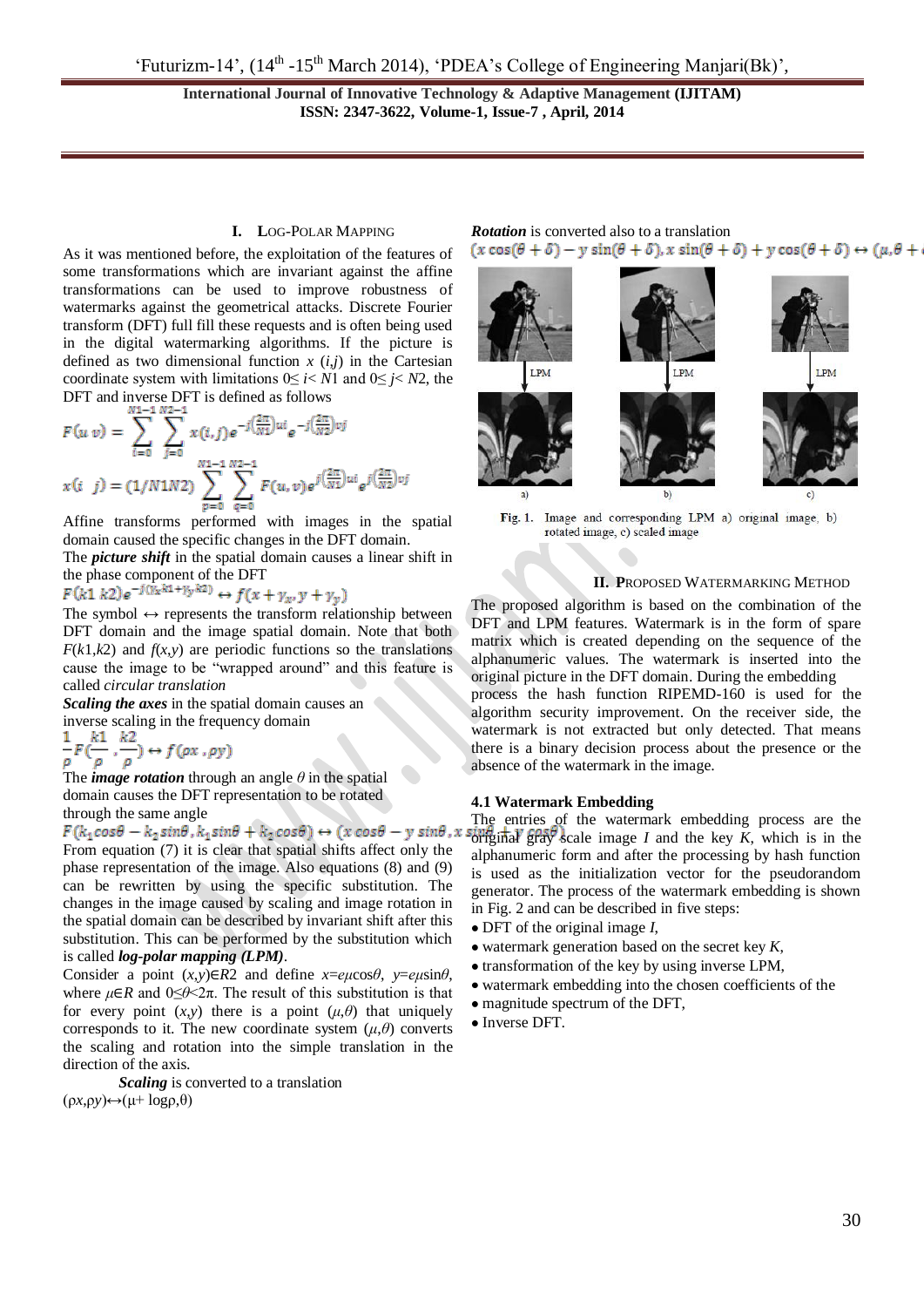## I. Log-Polar Mapping

As it was mentioned before, the exploitation of the features of some transformations which are invariant against the affine transformations can be used to improve robustness of watermarks against the geometrical attacks. Discrete Fourier transform (DFT) full fill these requests and is often being used in the digital watermarking algorithms. If the picture is defined as two dimensional function $x(i,j)$ in the Cartesian coordinate system with limitations $0\leq i< N1$ and $0\leq j< N2$, the DFT and inverse DFT is defined as follows

$$F(u\ v) = \sum_{i=0}^{N1-1}\sum_{j=0}^{N2-1} x(i,j)e^{-j\left(\frac{2\pi}{N1}\right)ui}e^{-j\left(\frac{2\pi}{N2}\right)vj}$$

$$x(i\ \ j) = (1/N1N2)\sum_{p=0}^{N1-1}\sum_{q=0}^{N2-1} F(u,v)e^{j\left(\frac{2\pi}{N1}\right)ui}e^{j\left(\frac{2\pi}{N2}\right)vj}$$

Affine transforms performed with images in the spatial domain caused the specific changes in the DFT domain.

The ***picture shift*** in the spatial domain causes a linear shift in the phase component of the DFT

$$F(k1\ k2)e^{-j(y_x k1+y_y k2)} \leftrightarrow f(x+y_x, y+y_y)$$

The symbol ↔ represents the transform relationship between DFT domain and the image spatial domain. Note that both $F(k1,k2)$ and $f(x,y)$ are periodic functions so the translations cause the image to be "wrapped around" and this feature is called *circular translation*

***Scaling the axes*** in the spatial domain causes an inverse scaling in the frequency domain

$$\frac{1}{\rho}F\left(\frac{k1}{\rho},\frac{k2}{\rho}\right) \leftrightarrow f(\rho x,\rho y)$$

The ***image rotation*** through an angle $\theta$ in the spatial domain causes the DFT representation to be rotated through the same angle

$$F(k_1\cos\theta - k_2\sin\theta, k_1\sin\theta + k_2\cos\theta) \leftrightarrow (x\cos\theta - y\sin\theta, x\sin\theta + y\cos\theta)$$

From equation (7) it is clear that spatial shifts affect only the phase representation of the image. Also equations (8) and (9) can be rewritten by using the specific substitution. The changes in the image caused by scaling and image rotation in the spatial domain can be described by invariant shift after this substitution. This can be performed by the substitution which is called ***log-polar mapping (LPM)***.

Consider a point $(x,y)\in R2$ and define $x=e\mu\cos\theta$, $y=e\mu\sin\theta$, where $\mu\in R$ and $0\leq\theta<2\pi$. The result of this substitution is that for every point $(x,y)$ there is a point $(\mu,\theta)$ that uniquely corresponds to it. The new coordinate system $(\mu,\theta)$ converts the scaling and rotation into the simple translation in the direction of the axis.

***Scaling*** is converted to a translation

$(\rho x,\rho y)\leftrightarrow(\mu+\log\rho,\theta)$

***Rotation*** is converted also to a translation

$$(x\cos(\theta+\delta) - y\sin(\theta+\delta), x\sin(\theta+\delta) + y\cos(\theta+\delta) \leftrightarrow (\mu, \theta + \delta)$$

Fig. 1. Image and corresponding LPM a) original image, b) rotated image, c) scaled image

## II. Proposed Watermarking Method

The proposed algorithm is based on the combination of the DFT and LPM features. Watermark is in the form of spare matrix which is created depending on the sequence of the alphanumeric values. The watermark is inserted into the original picture in the DFT domain. During the embedding process the hash function RIPEMD-160 is used for the algorithm security improvement. On the receiver side, the watermark is not extracted but only detected. That means there is a binary decision process about the presence or the absence of the watermark in the image.

### 4.1 Watermark Embedding

The entries of the watermark embedding process are the original gray scale image $I$ and the key $K$, which is in the alphanumeric form and after the processing by hash function is used as the initialization vector for the pseudorandom generator. The process of the watermark embedding is shown in Fig. 2 and can be described in five steps:

- DFT of the original image $I$,
- watermark generation based on the secret key $K$,
- transformation of the key by using inverse LPM,
- watermark embedding into the chosen coefficients of the
- magnitude spectrum of the DFT,
- Inverse DFT.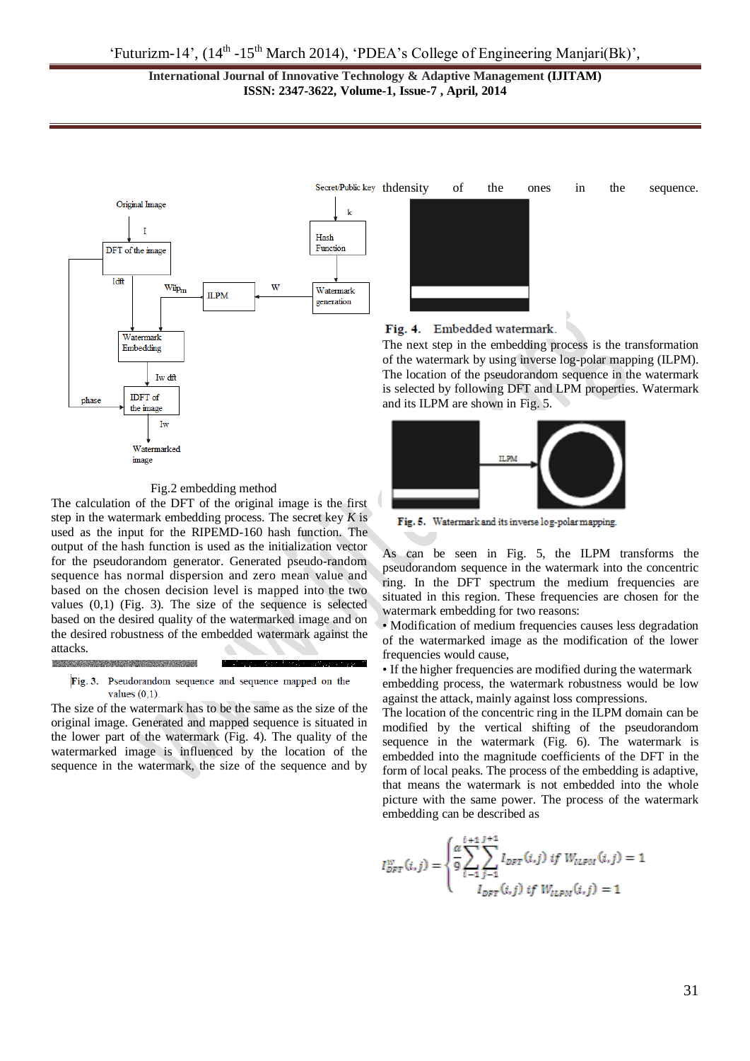Fig.2 embedding method

The calculation of the DFT of the original image is the first step in the watermark embedding process. The secret key *K* is used as the input for the RIPEMD-160 hash function. The output of the hash function is used as the initialization vector for the pseudorandom generator. Generated pseudo-random sequence has normal dispersion and zero mean value and based on the chosen decision level is mapped into the two values (0,1) (Fig. 3). The size of the sequence is selected based on the desired quality of the watermarked image and on the desired robustness of the embedded watermark against the attacks.

Fig. 3. Pseudorandom sequence and sequence mapped on the values (0,1).

The size of the watermark has to be the same as the size of the original image. Generated and mapped sequence is situated in the lower part of the watermark (Fig. 4). The quality of the watermarked image is influenced by the location of the sequence in the watermark, the size of the sequence and by thdensity of the ones in the sequence.

**Fig. 4.** Embedded watermark.

The next step in the embedding process is the transformation of the watermark by using inverse log-polar mapping (ILPM). The location of the pseudorandom sequence in the watermark is selected by following DFT and LPM properties. Watermark and its ILPM are shown in Fig. 5.

**Fig. 5.** Watermark and its inverse log-polar mapping.

As can be seen in Fig. 5, the ILPM transforms the pseudorandom sequence in the watermark into the concentric ring. In the DFT spectrum the medium frequencies are situated in this region. These frequencies are chosen for the watermark embedding for two reasons:

- Modification of medium frequencies causes less degradation of the watermarked image as the modification of the lower frequencies would cause,
- If the higher frequencies are modified during the watermark embedding process, the watermark robustness would be low against the attack, mainly against loss compressions.

The location of the concentric ring in the ILPM domain can be modified by the vertical shifting of the pseudorandom sequence in the watermark (Fig. 6). The watermark is embedded into the magnitude coefficients of the DFT in the form of local peaks. The process of the embedding is adaptive, that means the watermark is not embedded into the whole picture with the same power. The process of the watermark embedding can be described as

$$I_{DFT}^{W}(i,j) = \begin{cases} \frac{\alpha}{9}\sum_{i-1}^{i+1}\sum_{j-1}^{j+1} I_{DFT}(i,j) \text{ if } W_{ILPM}(i,j) = 1 \\ I_{DFT}(i,j) \text{ if } W_{ILPM}(i,j) = 1 \end{cases}$$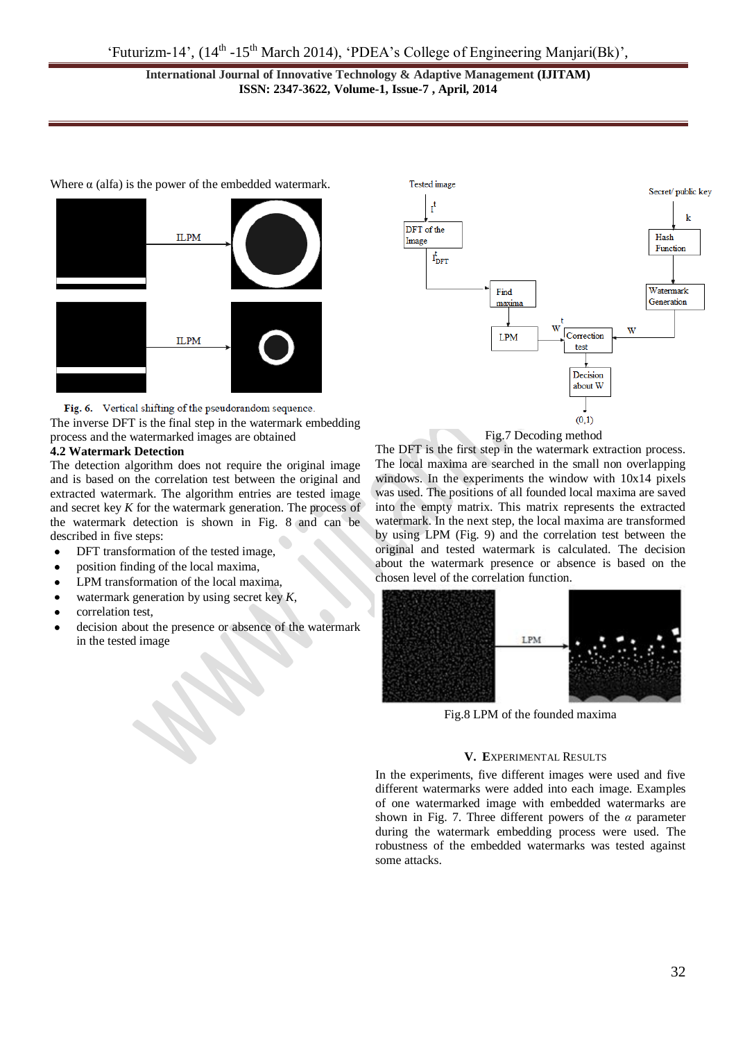Where α (alfa) is the power of the embedded watermark.

Fig. 6. Vertical shifting of the pseudorandom sequence.

The inverse DFT is the final step in the watermark embedding process and the watermarked images are obtained

### 4.2 Watermark Detection

The detection algorithm does not require the original image and is based on the correlation test between the original and extracted watermark. The algorithm entries are tested image and secret key *K* for the watermark generation. The process of the watermark detection is shown in Fig. 8 and can be described in five steps:

- DFT transformation of the tested image,
- position finding of the local maxima,
- LPM transformation of the local maxima,
- watermark generation by using secret key *K*,
- correlation test,
- decision about the presence or absence of the watermark in the tested image

Fig.7 Decoding method

The DFT is the first step in the watermark extraction process. The local maxima are searched in the small non overlapping windows. In the experiments the window with 10x14 pixels was used. The positions of all founded local maxima are saved into the empty matrix. This matrix represents the extracted watermark. In the next step, the local maxima are transformed by using LPM (Fig. 9) and the correlation test between the original and tested watermark is calculated. The decision about the watermark presence or absence is based on the chosen level of the correlation function.

Fig.8 LPM of the founded maxima

## V. EXPERIMENTAL RESULTS

In the experiments, five different images were used and five different watermarks were added into each image. Examples of one watermarked image with embedded watermarks are shown in Fig. 7. Three different powers of the *α* parameter during the watermark embedding process were used. The robustness of the embedded watermarks was tested against some attacks.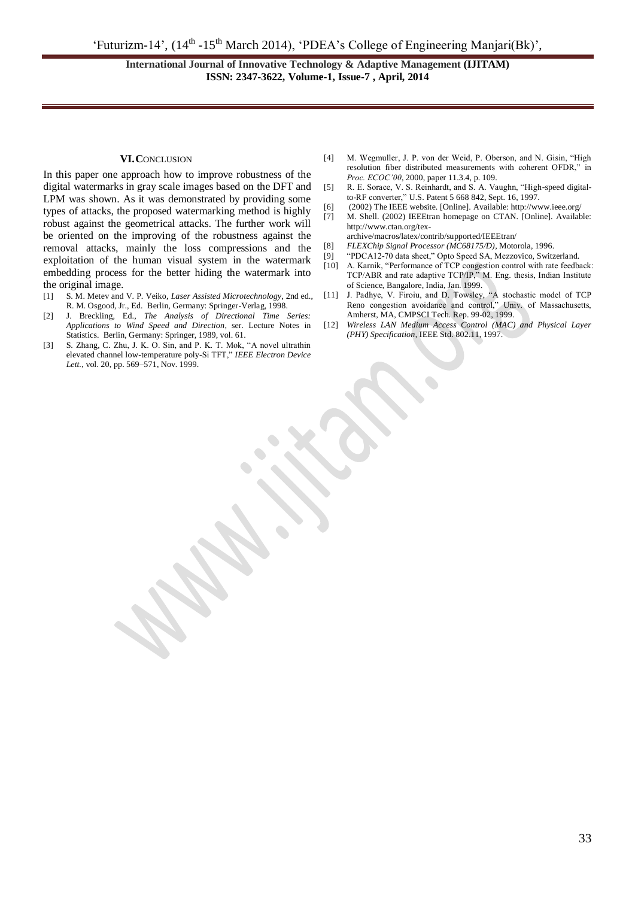## VI. CONCLUSION

In this paper one approach how to improve robustness of the digital watermarks in gray scale images based on the DFT and LPM was shown. As it was demonstrated by providing some types of attacks, the proposed watermarking method is highly robust against the geometrical attacks. The further work will be oriented on the improving of the robustness against the removal attacks, mainly the loss compressions and the exploitation of the human visual system in the watermark embedding process for the better hiding the watermark into the original image.

[1] S. M. Metev and V. P. Veiko, *Laser Assisted Microtechnology*, 2nd ed., R. M. Osgood, Jr., Ed. Berlin, Germany: Springer-Verlag, 1998.

[2] J. Breckling, Ed., *The Analysis of Directional Time Series: Applications to Wind Speed and Direction*, ser. Lecture Notes in Statistics. Berlin, Germany: Springer, 1989, vol. 61.

[3] S. Zhang, C. Zhu, J. K. O. Sin, and P. K. T. Mok, "A novel ultrathin elevated channel low-temperature poly-Si TFT," *IEEE Electron Device Lett.*, vol. 20, pp. 569–571, Nov. 1999.

[4] M. Wegmuller, J. P. von der Weid, P. Oberson, and N. Gisin, "High resolution fiber distributed measurements with coherent OFDR," in *Proc. ECOC'00*, 2000, paper 11.3.4, p. 109.

[5] R. E. Sorace, V. S. Reinhardt, and S. A. Vaughn, "High-speed digital-to-RF converter," U.S. Patent 5 668 842, Sept. 16, 1997.

[6] (2002) The IEEE website. [Online]. Available: http://www.ieee.org/

[7] M. Shell. (2002) IEEEtran homepage on CTAN. [Online]. Available: http://www.ctan.org/tex-archive/macros/latex/contrib/supported/IEEEtran/

[8] *FLEXChip Signal Processor (MC68175/D)*, Motorola, 1996.

[9] "PDCA12-70 data sheet," Opto Speed SA, Mezzovico, Switzerland.

[10] A. Karnik, "Performance of TCP congestion control with rate feedback: TCP/ABR and rate adaptive TCP/IP," M. Eng. thesis, Indian Institute of Science, Bangalore, India, Jan. 1999.

[11] J. Padhye, V. Firoiu, and D. Towsley, "A stochastic model of TCP Reno congestion avoidance and control," Univ. of Massachusetts, Amherst, MA, CMPSCI Tech. Rep. 99-02, 1999.

[12] *Wireless LAN Medium Access Control (MAC) and Physical Layer (PHY) Specification*, IEEE Std. 802.11, 1997.